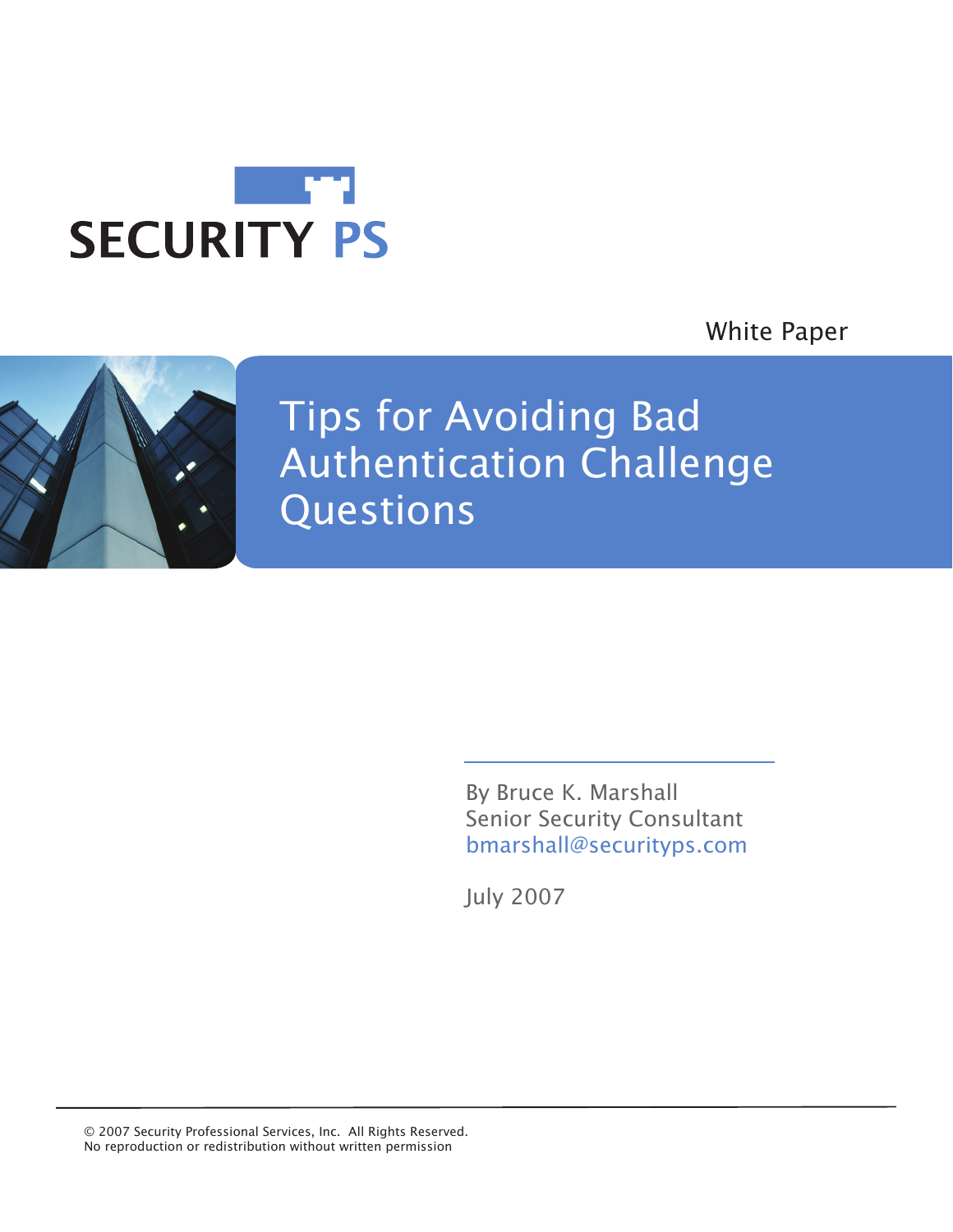SECURITY PS

White Paper

# Tips for Avoiding Bad Authentication Challenge Questions

By Bruce K. Marshall
Senior Security Consultant
bmarshall@securityps.com

July 2007

© 2007 Security Professional Services, Inc. All Rights Reserved.
No reproduction or redistribution without written permission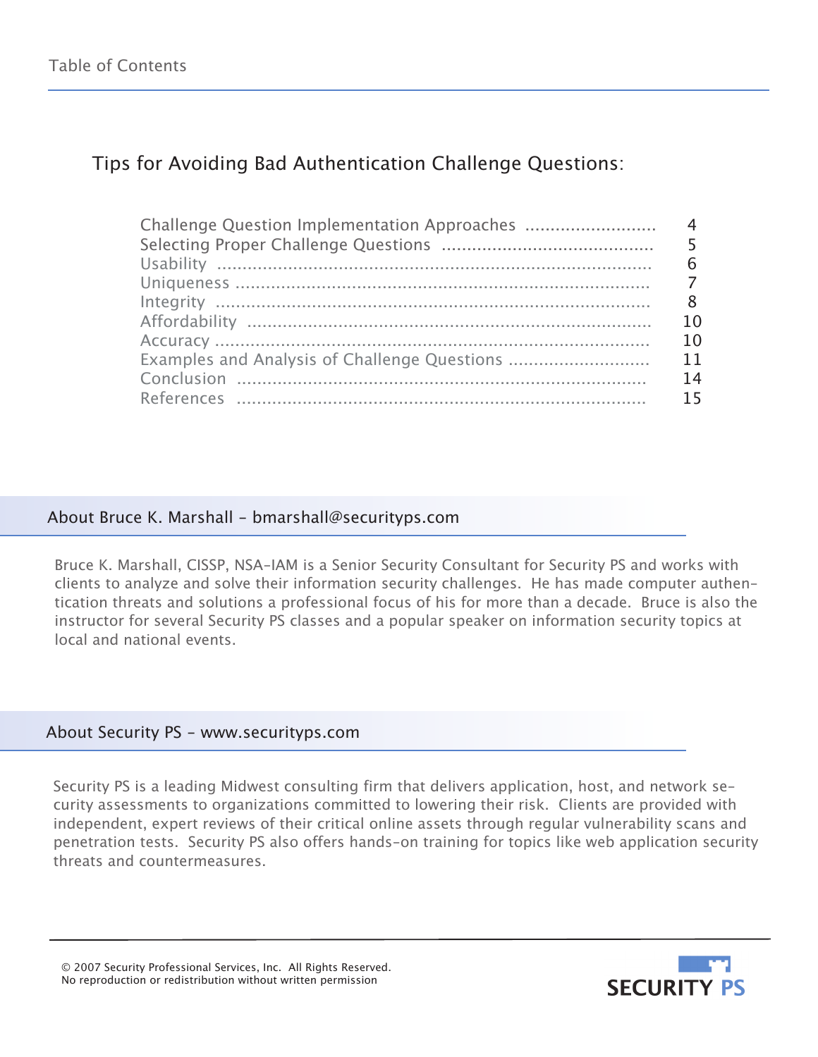# Table of Contents

## Tips for Avoiding Bad Authentication Challenge Questions:

| | |
|---|---|
| Challenge Question Implementation Approaches | 4 |
| Selecting Proper Challenge Questions | 5 |
| Usability | 6 |
| Uniqueness | 7 |
| Integrity | 8 |
| Affordability | 10 |
| Accuracy | 10 |
| Examples and Analysis of Challenge Questions | 11 |
| Conclusion | 14 |
| References | 15 |

## About Bruce K. Marshall - bmarshall@securityps.com

Bruce K. Marshall, CISSP, NSA-IAM is a Senior Security Consultant for Security PS and works with clients to analyze and solve their information security challenges. He has made computer authentication threats and solutions a professional focus of his for more than a decade. Bruce is also the instructor for several Security PS classes and a popular speaker on information security topics at local and national events.

## About Security PS - www.securityps.com

Security PS is a leading Midwest consulting firm that delivers application, host, and network security assessments to organizations committed to lowering their risk. Clients are provided with independent, expert reviews of their critical online assets through regular vulnerability scans and penetration tests. Security PS also offers hands-on training for topics like web application security threats and countermeasures.

© 2007 Security Professional Services, Inc. All Rights Reserved.
No reproduction or redistribution without written permission

SECURITY PS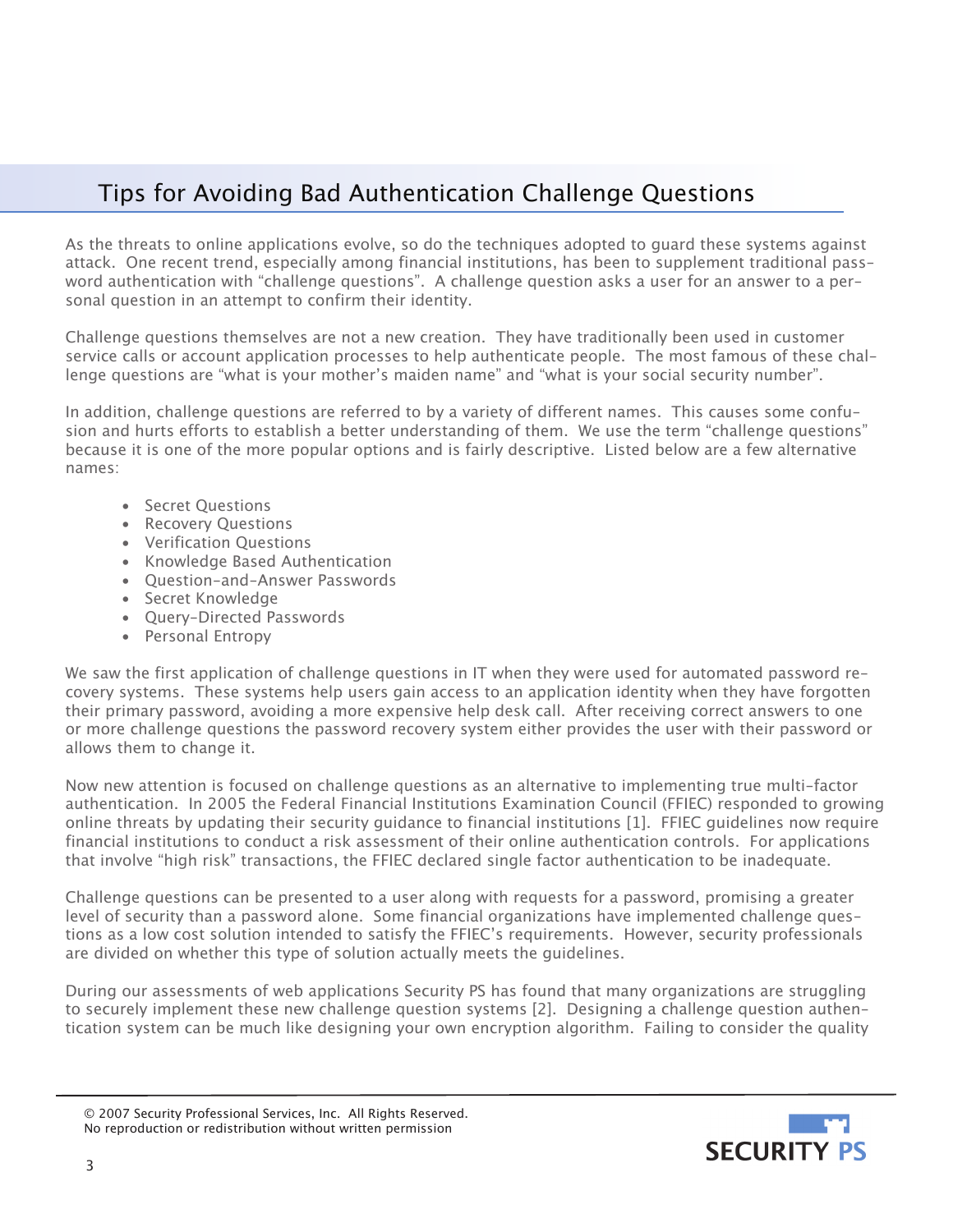## Tips for Avoiding Bad Authentication Challenge Questions

As the threats to online applications evolve, so do the techniques adopted to guard these systems against attack. One recent trend, especially among financial institutions, has been to supplement traditional password authentication with "challenge questions". A challenge question asks a user for an answer to a personal question in an attempt to confirm their identity.

Challenge questions themselves are not a new creation. They have traditionally been used in customer service calls or account application processes to help authenticate people. The most famous of these challenge questions are "what is your mother's maiden name" and "what is your social security number".

In addition, challenge questions are referred to by a variety of different names. This causes some confusion and hurts efforts to establish a better understanding of them. We use the term "challenge questions" because it is one of the more popular options and is fairly descriptive. Listed below are a few alternative names:

- Secret Questions
- Recovery Questions
- Verification Questions
- Knowledge Based Authentication
- Question-and-Answer Passwords
- Secret Knowledge
- Query-Directed Passwords
- Personal Entropy

We saw the first application of challenge questions in IT when they were used for automated password recovery systems. These systems help users gain access to an application identity when they have forgotten their primary password, avoiding a more expensive help desk call. After receiving correct answers to one or more challenge questions the password recovery system either provides the user with their password or allows them to change it.

Now new attention is focused on challenge questions as an alternative to implementing true multi-factor authentication. In 2005 the Federal Financial Institutions Examination Council (FFIEC) responded to growing online threats by updating their security guidance to financial institutions [1]. FFIEC guidelines now require financial institutions to conduct a risk assessment of their online authentication controls. For applications that involve "high risk" transactions, the FFIEC declared single factor authentication to be inadequate.

Challenge questions can be presented to a user along with requests for a password, promising a greater level of security than a password alone. Some financial organizations have implemented challenge questions as a low cost solution intended to satisfy the FFIEC's requirements. However, security professionals are divided on whether this type of solution actually meets the guidelines.

During our assessments of web applications Security PS has found that many organizations are struggling to securely implement these new challenge question systems [2]. Designing a challenge question authentication system can be much like designing your own encryption algorithm. Failing to consider the quality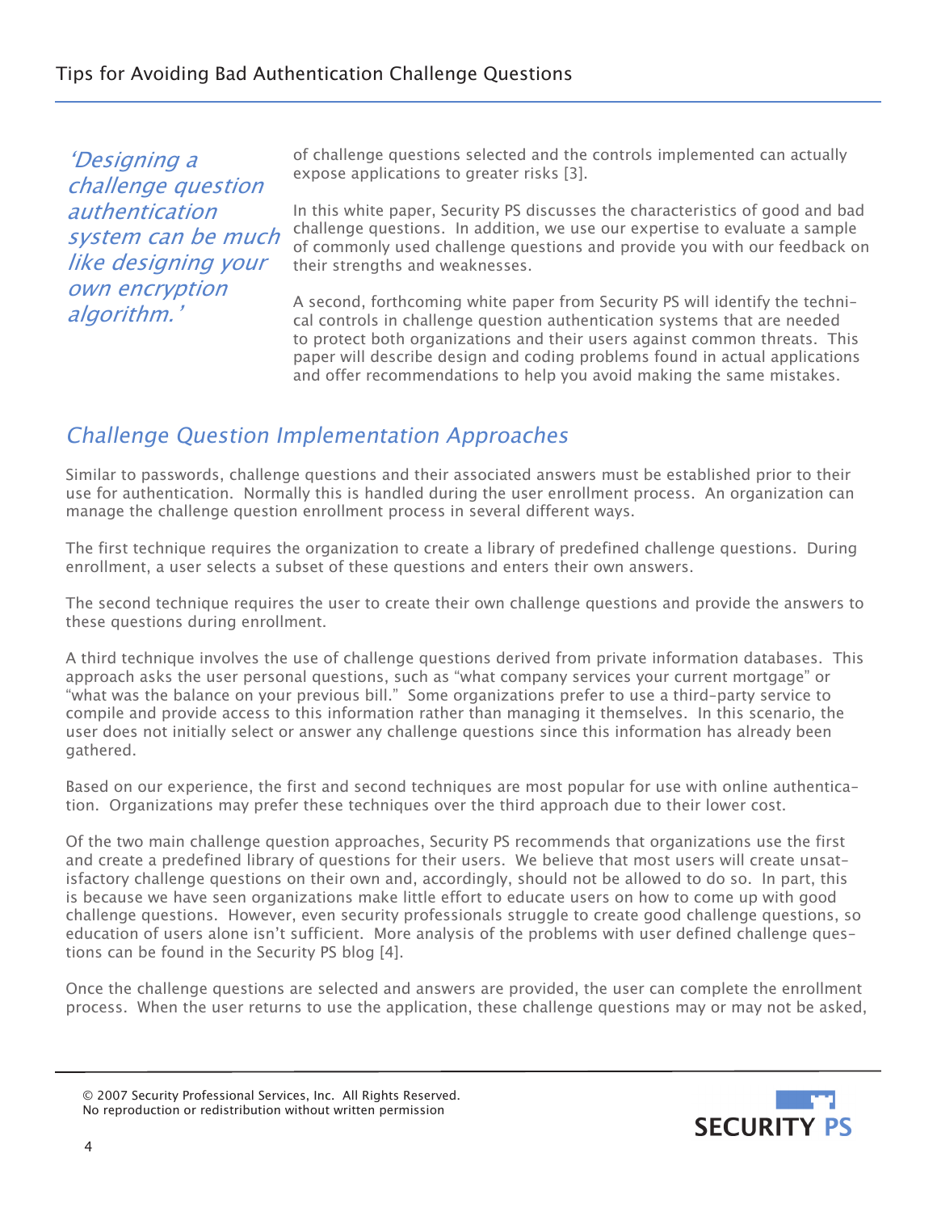*'Designing a challenge question authentication system can be much like designing your own encryption algorithm.'*

of challenge questions selected and the controls implemented can actually expose applications to greater risks [3].

In this white paper, Security PS discusses the characteristics of good and bad challenge questions. In addition, we use our expertise to evaluate a sample of commonly used challenge questions and provide you with our feedback on their strengths and weaknesses.

A second, forthcoming white paper from Security PS will identify the technical controls in challenge question authentication systems that are needed to protect both organizations and their users against common threats. This paper will describe design and coding problems found in actual applications and offer recommendations to help you avoid making the same mistakes.

## Challenge Question Implementation Approaches

Similar to passwords, challenge questions and their associated answers must be established prior to their use for authentication. Normally this is handled during the user enrollment process. An organization can manage the challenge question enrollment process in several different ways.

The first technique requires the organization to create a library of predefined challenge questions. During enrollment, a user selects a subset of these questions and enters their own answers.

The second technique requires the user to create their own challenge questions and provide the answers to these questions during enrollment.

A third technique involves the use of challenge questions derived from private information databases. This approach asks the user personal questions, such as "what company services your current mortgage" or "what was the balance on your previous bill." Some organizations prefer to use a third-party service to compile and provide access to this information rather than managing it themselves. In this scenario, the user does not initially select or answer any challenge questions since this information has already been gathered.

Based on our experience, the first and second techniques are most popular for use with online authentication. Organizations may prefer these techniques over the third approach due to their lower cost.

Of the two main challenge question approaches, Security PS recommends that organizations use the first and create a predefined library of questions for their users. We believe that most users will create unsatisfactory challenge questions on their own and, accordingly, should not be allowed to do so. In part, this is because we have seen organizations make little effort to educate users on how to come up with good challenge questions. However, even security professionals struggle to create good challenge questions, so education of users alone isn't sufficient. More analysis of the problems with user defined challenge questions can be found in the Security PS blog [4].

Once the challenge questions are selected and answers are provided, the user can complete the enrollment process. When the user returns to use the application, these challenge questions may or may not be asked,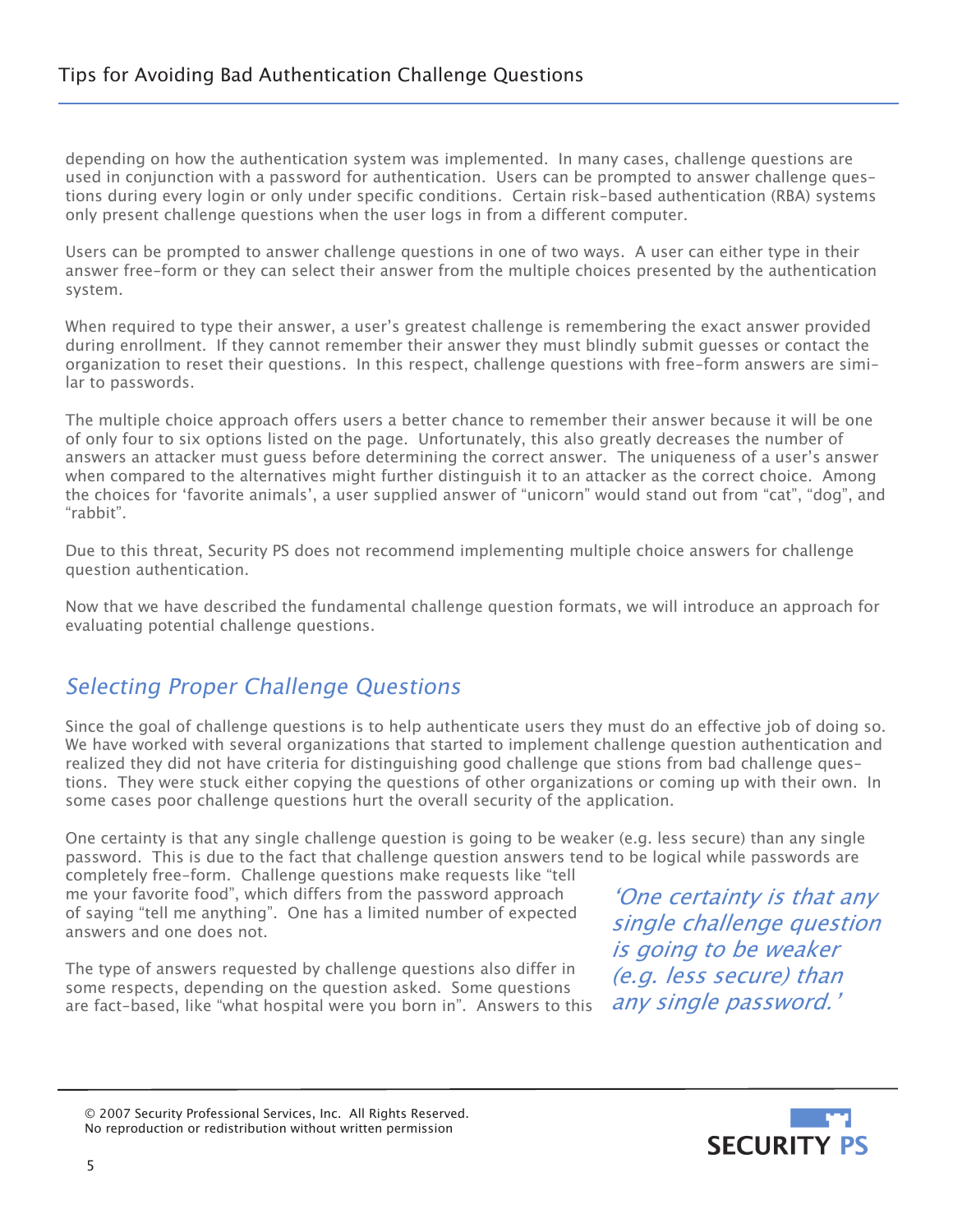depending on how the authentication system was implemented. In many cases, challenge questions are used in conjunction with a password for authentication. Users can be prompted to answer challenge questions during every login or only under specific conditions. Certain risk-based authentication (RBA) systems only present challenge questions when the user logs in from a different computer.

Users can be prompted to answer challenge questions in one of two ways. A user can either type in their answer free-form or they can select their answer from the multiple choices presented by the authentication system.

When required to type their answer, a user's greatest challenge is remembering the exact answer provided during enrollment. If they cannot remember their answer they must blindly submit guesses or contact the organization to reset their questions. In this respect, challenge questions with free-form answers are similar to passwords.

The multiple choice approach offers users a better chance to remember their answer because it will be one of only four to six options listed on the page. Unfortunately, this also greatly decreases the number of answers an attacker must guess before determining the correct answer. The uniqueness of a user's answer when compared to the alternatives might further distinguish it to an attacker as the correct choice. Among the choices for 'favorite animals', a user supplied answer of "unicorn" would stand out from "cat", "dog", and "rabbit".

Due to this threat, Security PS does not recommend implementing multiple choice answers for challenge question authentication.

Now that we have described the fundamental challenge question formats, we will introduce an approach for evaluating potential challenge questions.

## Selecting Proper Challenge Questions

Since the goal of challenge questions is to help authenticate users they must do an effective job of doing so. We have worked with several organizations that started to implement challenge question authentication and realized they did not have criteria for distinguishing good challenge que stions from bad challenge questions. They were stuck either copying the questions of other organizations or coming up with their own. In some cases poor challenge questions hurt the overall security of the application.

One certainty is that any single challenge question is going to be weaker (e.g. less secure) than any single password. This is due to the fact that challenge question answers tend to be logical while passwords are completely free-form. Challenge questions make requests like "tell me your favorite food", which differs from the password approach of saying "tell me anything". One has a limited number of expected answers and one does not.

*'One certainty is that any single challenge question is going to be weaker (e.g. less secure) than any single password.'*

The type of answers requested by challenge questions also differ in some respects, depending on the question asked. Some questions are fact-based, like "what hospital were you born in". Answers to this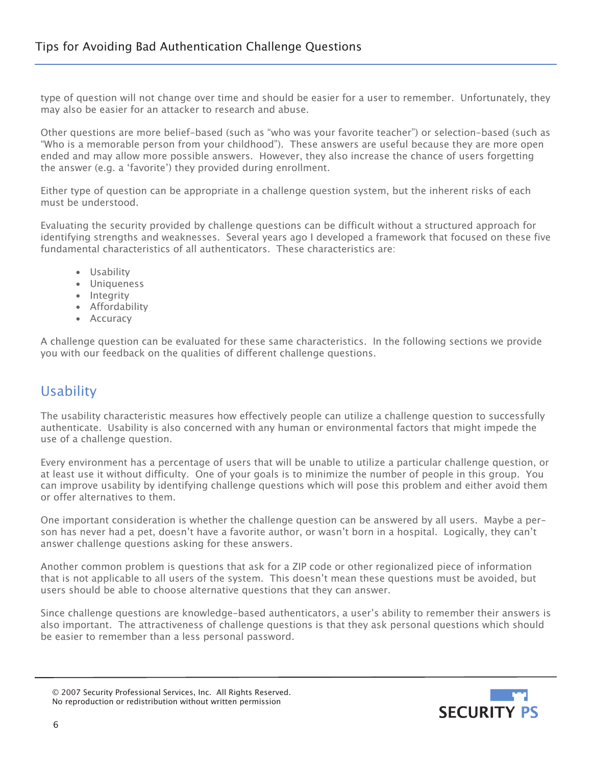type of question will not change over time and should be easier for a user to remember. Unfortunately, they may also be easier for an attacker to research and abuse.

Other questions are more belief-based (such as "who was your favorite teacher") or selection-based (such as "Who is a memorable person from your childhood"). These answers are useful because they are more open ended and may allow more possible answers. However, they also increase the chance of users forgetting the answer (e.g. a 'favorite') they provided during enrollment.

Either type of question can be appropriate in a challenge question system, but the inherent risks of each must be understood.

Evaluating the security provided by challenge questions can be difficult without a structured approach for identifying strengths and weaknesses. Several years ago I developed a framework that focused on these five fundamental characteristics of all authenticators. These characteristics are:

- Usability
- Uniqueness
- Integrity
- Affordability
- Accuracy

A challenge question can be evaluated for these same characteristics. In the following sections we provide you with our feedback on the qualities of different challenge questions.

## Usability

The usability characteristic measures how effectively people can utilize a challenge question to successfully authenticate. Usability is also concerned with any human or environmental factors that might impede the use of a challenge question.

Every environment has a percentage of users that will be unable to utilize a particular challenge question, or at least use it without difficulty. One of your goals is to minimize the number of people in this group. You can improve usability by identifying challenge questions which will pose this problem and either avoid them or offer alternatives to them.

One important consideration is whether the challenge question can be answered by all users. Maybe a person has never had a pet, doesn't have a favorite author, or wasn't born in a hospital. Logically, they can't answer challenge questions asking for these answers.

Another common problem is questions that ask for a ZIP code or other regionalized piece of information that is not applicable to all users of the system. This doesn't mean these questions must be avoided, but users should be able to choose alternative questions that they can answer.

Since challenge questions are knowledge-based authenticators, a user's ability to remember their answers is also important. The attractiveness of challenge questions is that they ask personal questions which should be easier to remember than a less personal password.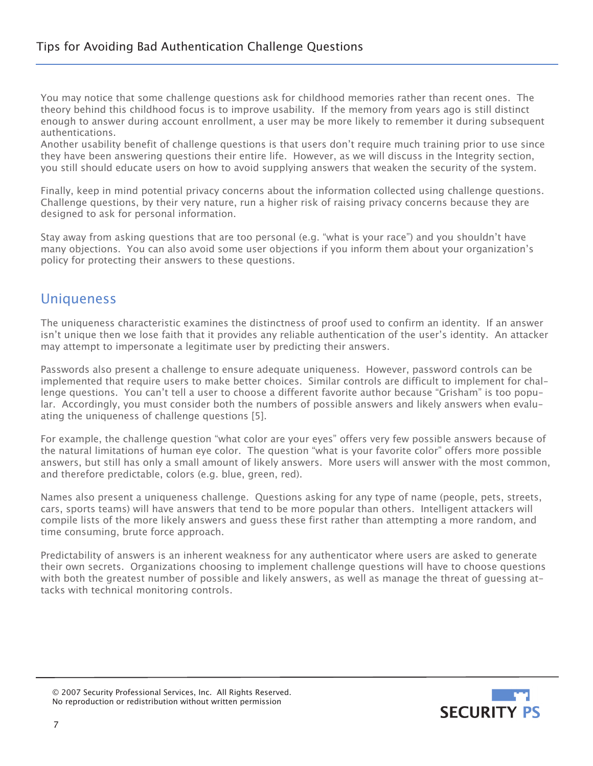You may notice that some challenge questions ask for childhood memories rather than recent ones. The theory behind this childhood focus is to improve usability. If the memory from years ago is still distinct enough to answer during account enrollment, a user may be more likely to remember it during subsequent authentications.
Another usability benefit of challenge questions is that users don't require much training prior to use since they have been answering questions their entire life. However, as we will discuss in the Integrity section, you still should educate users on how to avoid supplying answers that weaken the security of the system.

Finally, keep in mind potential privacy concerns about the information collected using challenge questions. Challenge questions, by their very nature, run a higher risk of raising privacy concerns because they are designed to ask for personal information.

Stay away from asking questions that are too personal (e.g. "what is your race") and you shouldn't have many objections. You can also avoid some user objections if you inform them about your organization's policy for protecting their answers to these questions.

## Uniqueness

The uniqueness characteristic examines the distinctness of proof used to confirm an identity. If an answer isn't unique then we lose faith that it provides any reliable authentication of the user's identity. An attacker may attempt to impersonate a legitimate user by predicting their answers.

Passwords also present a challenge to ensure adequate uniqueness. However, password controls can be implemented that require users to make better choices. Similar controls are difficult to implement for challenge questions. You can't tell a user to choose a different favorite author because "Grisham" is too popular. Accordingly, you must consider both the numbers of possible answers and likely answers when evaluating the uniqueness of challenge questions [5].

For example, the challenge question "what color are your eyes" offers very few possible answers because of the natural limitations of human eye color. The question "what is your favorite color" offers more possible answers, but still has only a small amount of likely answers. More users will answer with the most common, and therefore predictable, colors (e.g. blue, green, red).

Names also present a uniqueness challenge. Questions asking for any type of name (people, pets, streets, cars, sports teams) will have answers that tend to be more popular than others. Intelligent attackers will compile lists of the more likely answers and guess these first rather than attempting a more random, and time consuming, brute force approach.

Predictability of answers is an inherent weakness for any authenticator where users are asked to generate their own secrets. Organizations choosing to implement challenge questions will have to choose questions with both the greatest number of possible and likely answers, as well as manage the threat of guessing attacks with technical monitoring controls.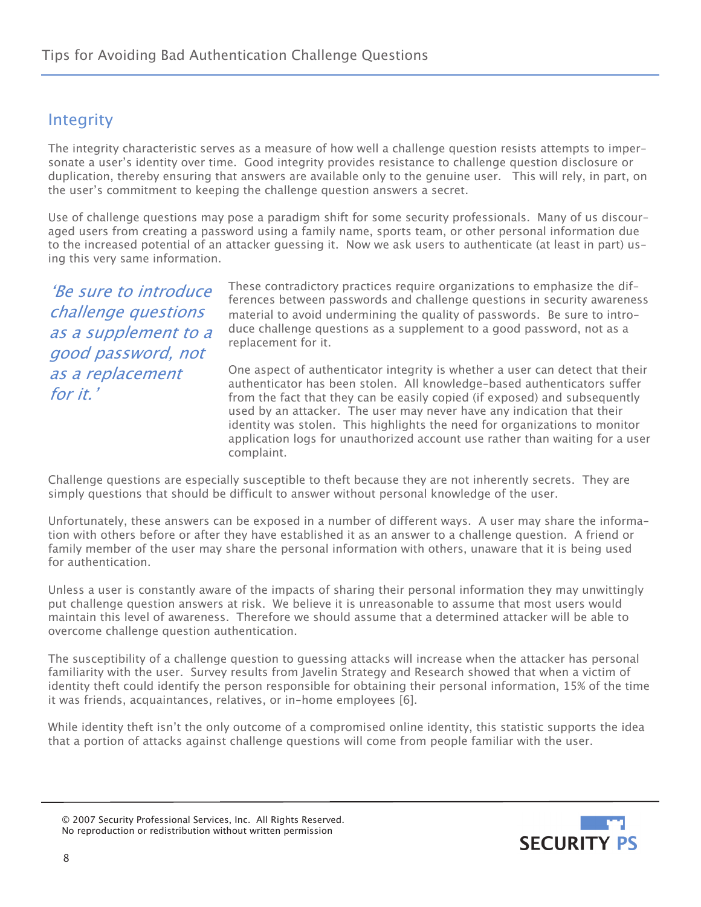## Integrity

The integrity characteristic serves as a measure of how well a challenge question resists attempts to impersonate a user's identity over time. Good integrity provides resistance to challenge question disclosure or duplication, thereby ensuring that answers are available only to the genuine user. This will rely, in part, on the user's commitment to keeping the challenge question answers a secret.

Use of challenge questions may pose a paradigm shift for some security professionals. Many of us discouraged users from creating a password using a family name, sports team, or other personal information due to the increased potential of an attacker guessing it. Now we ask users to authenticate (at least in part) using this very same information.

*'Be sure to introduce challenge questions as a supplement to a good password, not as a replacement for it.'*

These contradictory practices require organizations to emphasize the differences between passwords and challenge questions in security awareness material to avoid undermining the quality of passwords. Be sure to introduce challenge questions as a supplement to a good password, not as a replacement for it.

One aspect of authenticator integrity is whether a user can detect that their authenticator has been stolen. All knowledge-based authenticators suffer from the fact that they can be easily copied (if exposed) and subsequently used by an attacker. The user may never have any indication that their identity was stolen. This highlights the need for organizations to monitor application logs for unauthorized account use rather than waiting for a user complaint.

Challenge questions are especially susceptible to theft because they are not inherently secrets. They are simply questions that should be difficult to answer without personal knowledge of the user.

Unfortunately, these answers can be exposed in a number of different ways. A user may share the information with others before or after they have established it as an answer to a challenge question. A friend or family member of the user may share the personal information with others, unaware that it is being used for authentication.

Unless a user is constantly aware of the impacts of sharing their personal information they may unwittingly put challenge question answers at risk. We believe it is unreasonable to assume that most users would maintain this level of awareness. Therefore we should assume that a determined attacker will be able to overcome challenge question authentication.

The susceptibility of a challenge question to guessing attacks will increase when the attacker has personal familiarity with the user. Survey results from Javelin Strategy and Research showed that when a victim of identity theft could identify the person responsible for obtaining their personal information, 15% of the time it was friends, acquaintances, relatives, or in-home employees [6].

While identity theft isn't the only outcome of a compromised online identity, this statistic supports the idea that a portion of attacks against challenge questions will come from people familiar with the user.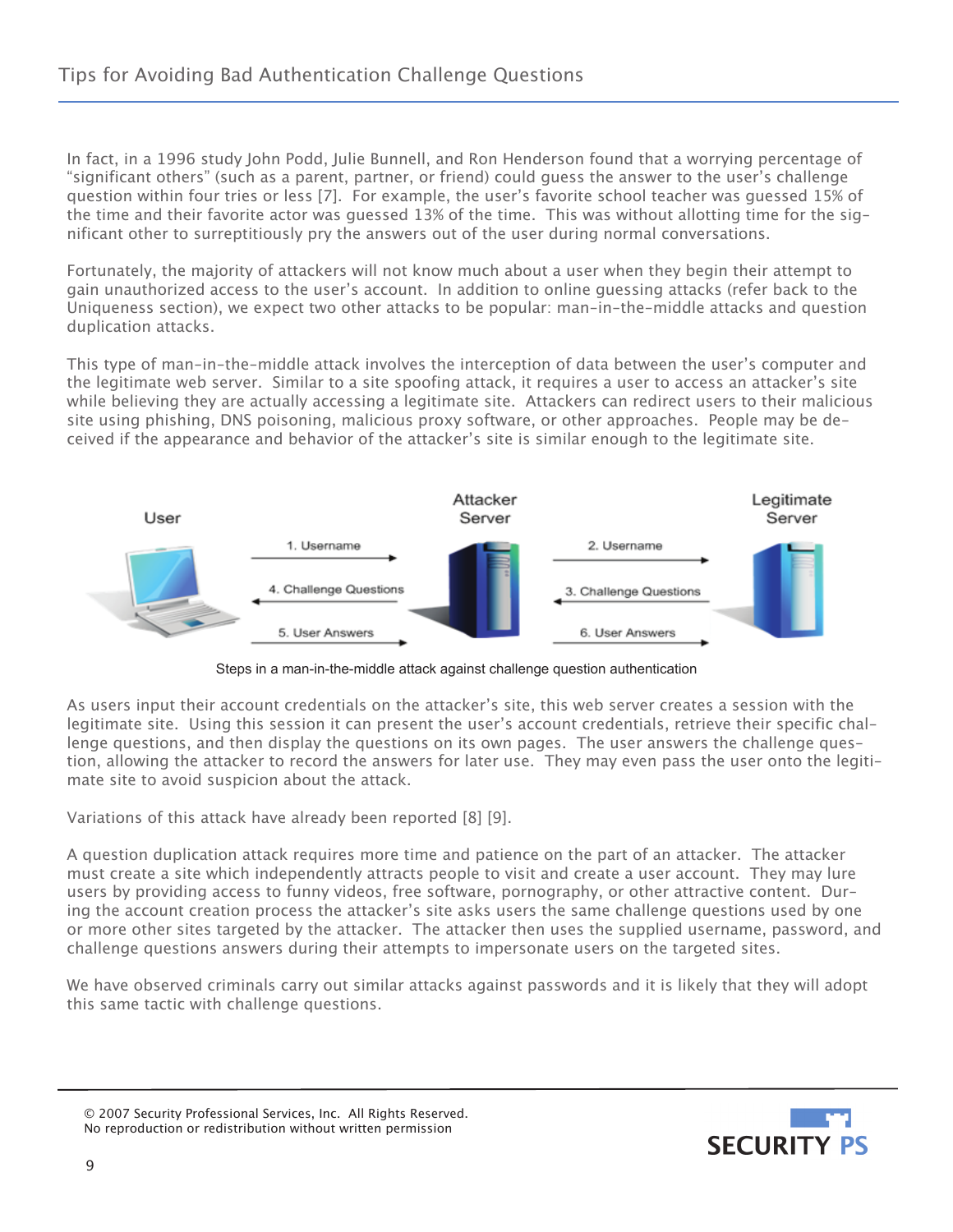In fact, in a 1996 study John Podd, Julie Bunnell, and Ron Henderson found that a worrying percentage of "significant others" (such as a parent, partner, or friend) could guess the answer to the user's challenge question within four tries or less [7]. For example, the user's favorite school teacher was guessed 15% of the time and their favorite actor was guessed 13% of the time. This was without allotting time for the significant other to surreptitiously pry the answers out of the user during normal conversations.

Fortunately, the majority of attackers will not know much about a user when they begin their attempt to gain unauthorized access to the user's account. In addition to online guessing attacks (refer back to the Uniqueness section), we expect two other attacks to be popular: man-in-the-middle attacks and question duplication attacks.

This type of man-in-the-middle attack involves the interception of data between the user's computer and the legitimate web server. Similar to a site spoofing attack, it requires a user to access an attacker's site while believing they are actually accessing a legitimate site. Attackers can redirect users to their malicious site using phishing, DNS poisoning, malicious proxy software, or other approaches. People may be deceived if the appearance and behavior of the attacker's site is similar enough to the legitimate site.

User

Attacker Server

Legitimate Server

1. Username

2. Username

3. Challenge Questions

4. Challenge Questions

5. User Answers

6. User Answers

Steps in a man-in-the-middle attack against challenge question authentication

As users input their account credentials on the attacker's site, this web server creates a session with the legitimate site. Using this session it can present the user's account credentials, retrieve their specific challenge questions, and then display the questions on its own pages. The user answers the challenge question, allowing the attacker to record the answers for later use. They may even pass the user onto the legitimate site to avoid suspicion about the attack.

Variations of this attack have already been reported [8] [9].

A question duplication attack requires more time and patience on the part of an attacker. The attacker must create a site which independently attracts people to visit and create a user account. They may lure users by providing access to funny videos, free software, pornography, or other attractive content. During the account creation process the attacker's site asks users the same challenge questions used by one or more other sites targeted by the attacker. The attacker then uses the supplied username, password, and challenge questions answers during their attempts to impersonate users on the targeted sites.

We have observed criminals carry out similar attacks against passwords and it is likely that they will adopt this same tactic with challenge questions.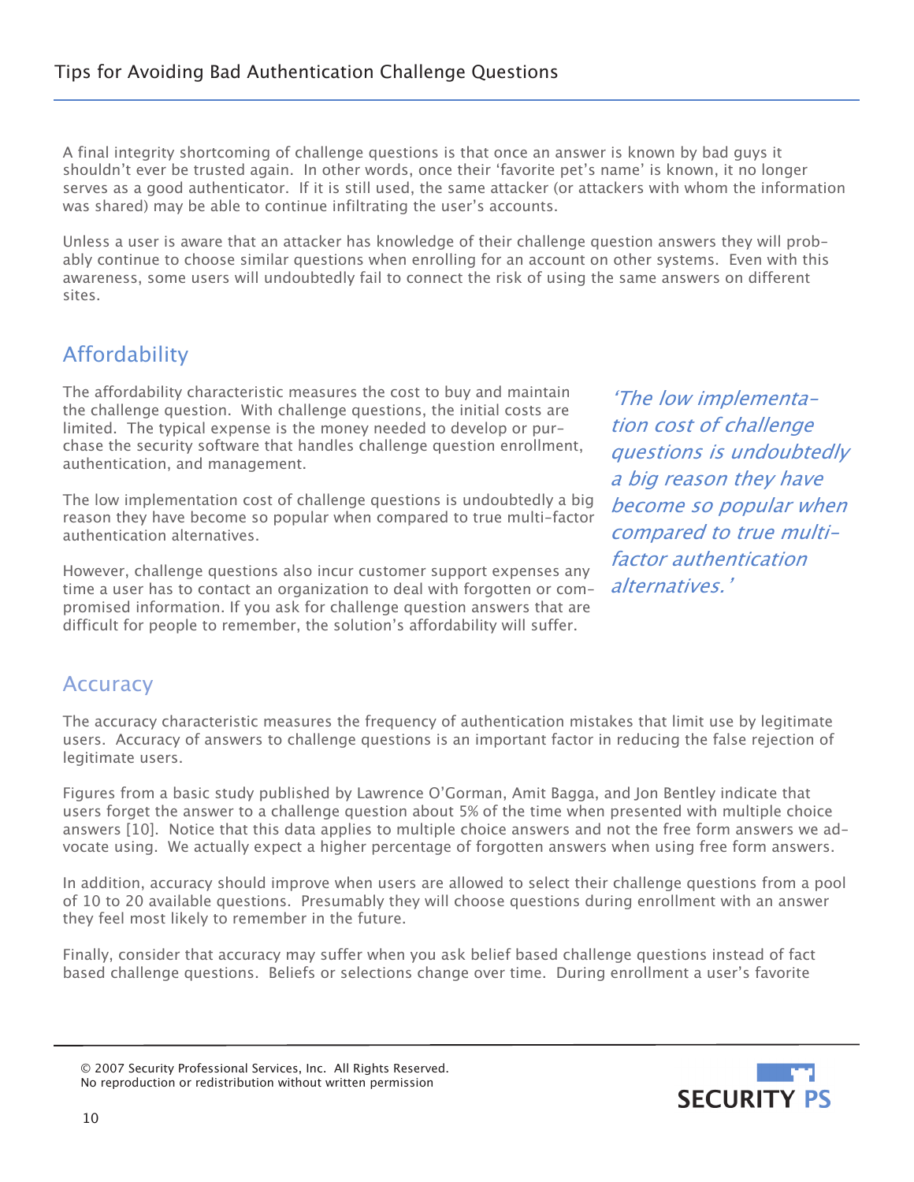A final integrity shortcoming of challenge questions is that once an answer is known by bad guys it shouldn't ever be trusted again. In other words, once their 'favorite pet's name' is known, it no longer serves as a good authenticator. If it is still used, the same attacker (or attackers with whom the information was shared) may be able to continue infiltrating the user's accounts.

Unless a user is aware that an attacker has knowledge of their challenge question answers they will probably continue to choose similar questions when enrolling for an account on other systems. Even with this awareness, some users will undoubtedly fail to connect the risk of using the same answers on different sites.

## Affordability

The affordability characteristic measures the cost to buy and maintain the challenge question. With challenge questions, the initial costs are limited. The typical expense is the money needed to develop or purchase the security software that handles challenge question enrollment, authentication, and management.

The low implementation cost of challenge questions is undoubtedly a big reason they have become so popular when compared to true multi-factor authentication alternatives.

However, challenge questions also incur customer support expenses any time a user has to contact an organization to deal with forgotten or compromised information. If you ask for challenge question answers that are difficult for people to remember, the solution's affordability will suffer.

*'The low implementation cost of challenge questions is undoubtedly a big reason they have become so popular when compared to true multi-factor authentication alternatives.'*

## Accuracy

The accuracy characteristic measures the frequency of authentication mistakes that limit use by legitimate users. Accuracy of answers to challenge questions is an important factor in reducing the false rejection of legitimate users.

Figures from a basic study published by Lawrence O'Gorman, Amit Bagga, and Jon Bentley indicate that users forget the answer to a challenge question about 5% of the time when presented with multiple choice answers [10]. Notice that this data applies to multiple choice answers and not the free form answers we advocate using. We actually expect a higher percentage of forgotten answers when using free form answers.

In addition, accuracy should improve when users are allowed to select their challenge questions from a pool of 10 to 20 available questions. Presumably they will choose questions during enrollment with an answer they feel most likely to remember in the future.

Finally, consider that accuracy may suffer when you ask belief based challenge questions instead of fact based challenge questions. Beliefs or selections change over time. During enrollment a user's favorite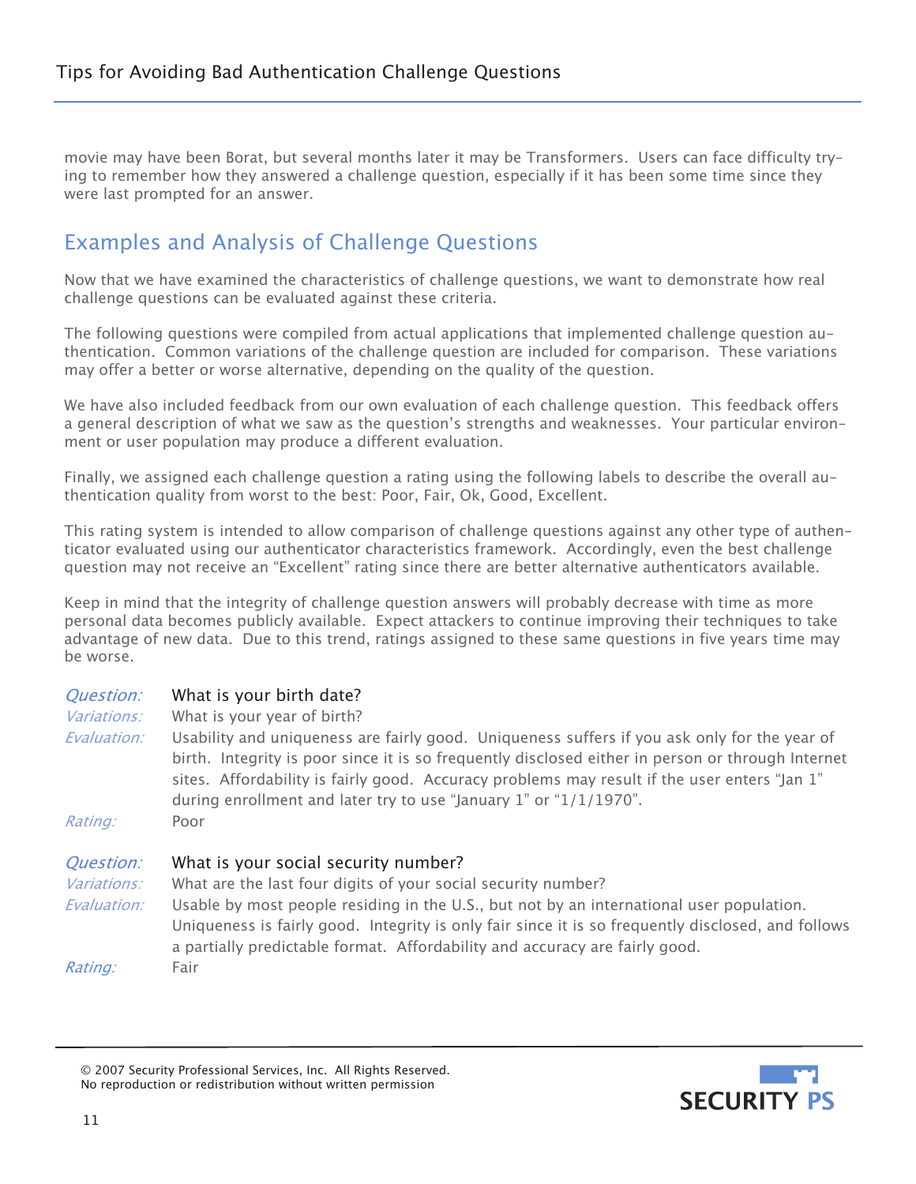movie may have been Borat, but several months later it may be Transformers. Users can face difficulty trying to remember how they answered a challenge question, especially if it has been some time since they were last prompted for an answer.

## Examples and Analysis of Challenge Questions

Now that we have examined the characteristics of challenge questions, we want to demonstrate how real challenge questions can be evaluated against these criteria.

The following questions were compiled from actual applications that implemented challenge question authentication. Common variations of the challenge question are included for comparison. These variations may offer a better or worse alternative, depending on the quality of the question.

We have also included feedback from our own evaluation of each challenge question. This feedback offers a general description of what we saw as the question's strengths and weaknesses. Your particular environment or user population may produce a different evaluation.

Finally, we assigned each challenge question a rating using the following labels to describe the overall authentication quality from worst to the best: Poor, Fair, Ok, Good, Excellent.

This rating system is intended to allow comparison of challenge questions against any other type of authenticator evaluated using our authenticator characteristics framework. Accordingly, even the best challenge question may not receive an "Excellent" rating since there are better alternative authenticators available.

Keep in mind that the integrity of challenge question answers will probably decrease with time as more personal data becomes publicly available. Expect attackers to continue improving their techniques to take advantage of new data. Due to this trend, ratings assigned to these same questions in five years time may be worse.

*Question:* What is your birth date?

*Variations:* What is your year of birth?

*Evaluation:* Usability and uniqueness are fairly good. Uniqueness suffers if you ask only for the year of birth. Integrity is poor since it is so frequently disclosed either in person or through Internet sites. Affordability is fairly good. Accuracy problems may result if the user enters "Jan 1" during enrollment and later try to use "January 1" or "1/1/1970".

*Rating:* Poor

*Question:* What is your social security number?

*Variations:* What are the last four digits of your social security number?

*Evaluation:* Usable by most people residing in the U.S., but not by an international user population. Uniqueness is fairly good. Integrity is only fair since it is so frequently disclosed, and follows a partially predictable format. Affordability and accuracy are fairly good.

*Rating:* Fair

© 2007 Security Professional Services, Inc. All Rights Reserved.
No reproduction or redistribution without written permission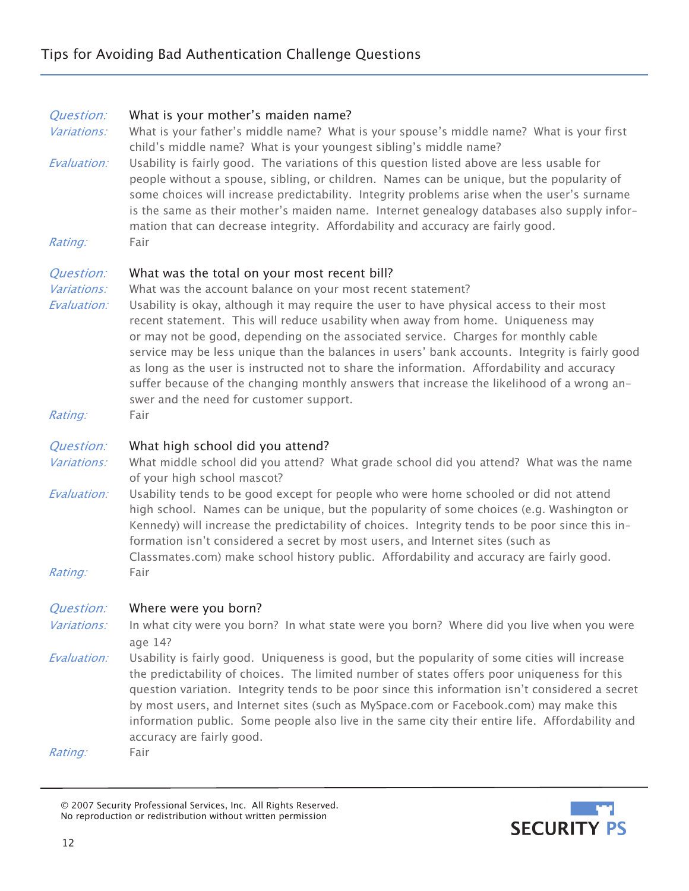*Question:* What is your mother's maiden name?

*Variations:* What is your father's middle name? What is your spouse's middle name? What is your first child's middle name? What is your youngest sibling's middle name?

*Evaluation:* Usability is fairly good. The variations of this question listed above are less usable for people without a spouse, sibling, or children. Names can be unique, but the popularity of some choices will increase predictability. Integrity problems arise when the user's surname is the same as their mother's maiden name. Internet genealogy databases also supply information that can decrease integrity. Affordability and accuracy are fairly good.

*Rating:* Fair

*Question:* What was the total on your most recent bill?

*Variations:* What was the account balance on your most recent statement?

*Evaluation:* Usability is okay, although it may require the user to have physical access to their most recent statement. This will reduce usability when away from home. Uniqueness may or may not be good, depending on the associated service. Charges for monthly cable service may be less unique than the balances in users' bank accounts. Integrity is fairly good as long as the user is instructed not to share the information. Affordability and accuracy suffer because of the changing monthly answers that increase the likelihood of a wrong answer and the need for customer support.

*Rating:* Fair

*Question:* What high school did you attend?

*Variations:* What middle school did you attend? What grade school did you attend? What was the name of your high school mascot?

*Evaluation:* Usability tends to be good except for people who were home schooled or did not attend high school. Names can be unique, but the popularity of some choices (e.g. Washington or Kennedy) will increase the predictability of choices. Integrity tends to be poor since this information isn't considered a secret by most users, and Internet sites (such as Classmates.com) make school history public. Affordability and accuracy are fairly good.

*Rating:* Fair

*Question:* Where were you born?

*Variations:* In what city were you born? In what state were you born? Where did you live when you were age 14?

*Evaluation:* Usability is fairly good. Uniqueness is good, but the popularity of some cities will increase the predictability of choices. The limited number of states offers poor uniqueness for this question variation. Integrity tends to be poor since this information isn't considered a secret by most users, and Internet sites (such as MySpace.com or Facebook.com) may make this information public. Some people also live in the same city their entire life. Affordability and accuracy are fairly good.

*Rating:* Fair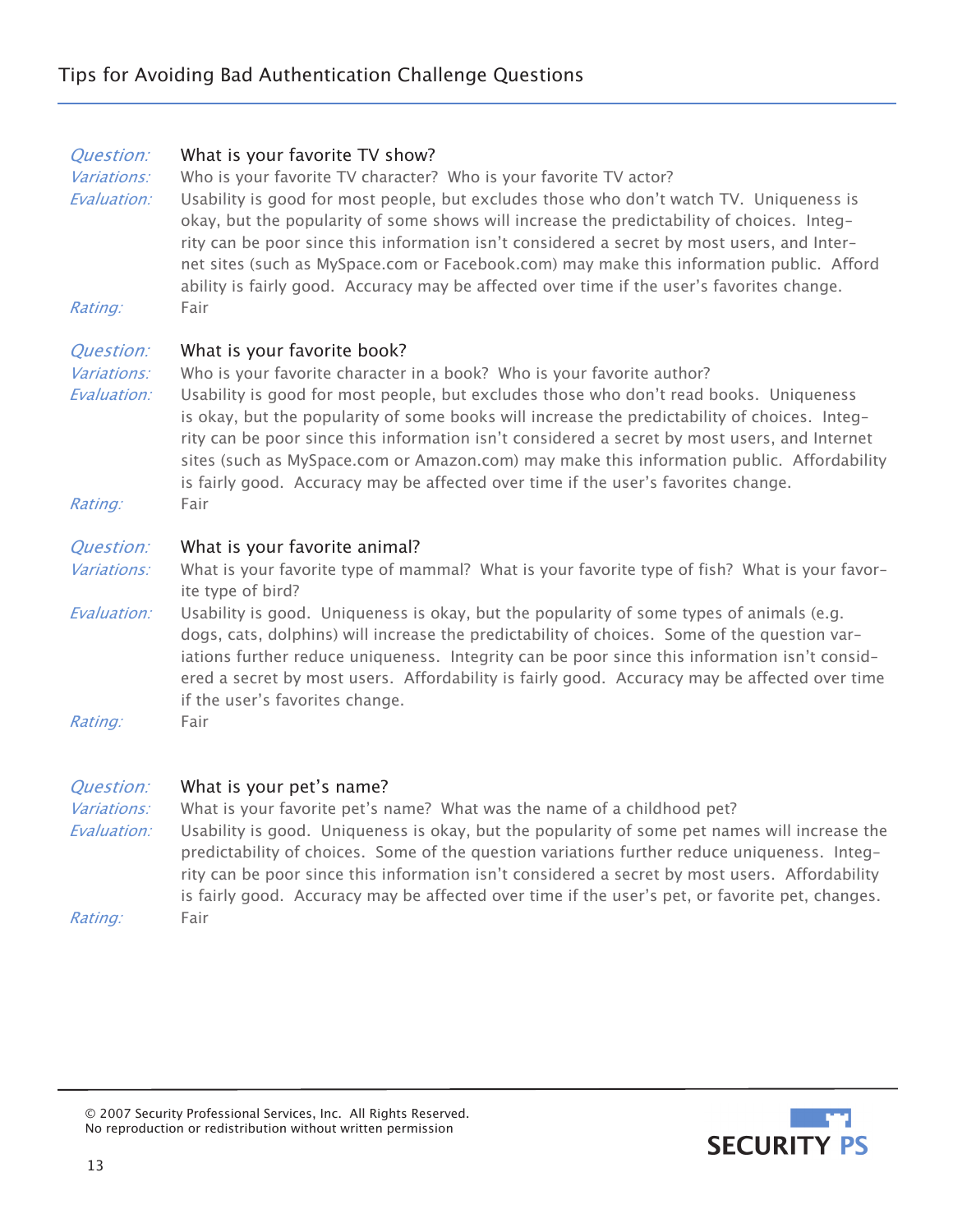*Question:* What is your favorite TV show?
*Variations:* Who is your favorite TV character? Who is your favorite TV actor?
*Evaluation:* Usability is good for most people, but excludes those who don't watch TV. Uniqueness is okay, but the popularity of some shows will increase the predictability of choices. Integrity can be poor since this information isn't considered a secret by most users, and Internet sites (such as MySpace.com or Facebook.com) may make this information public. Affordability is fairly good. Accuracy may be affected over time if the user's favorites change.
*Rating:* Fair

*Question:* What is your favorite book?
*Variations:* Who is your favorite character in a book? Who is your favorite author?
*Evaluation:* Usability is good for most people, but excludes those who don't read books. Uniqueness is okay, but the popularity of some books will increase the predictability of choices. Integrity can be poor since this information isn't considered a secret by most users, and Internet sites (such as MySpace.com or Amazon.com) may make this information public. Affordability is fairly good. Accuracy may be affected over time if the user's favorites change.
*Rating:* Fair

*Question:* What is your favorite animal?
*Variations:* What is your favorite type of mammal? What is your favorite type of fish? What is your favorite type of bird?
*Evaluation:* Usability is good. Uniqueness is okay, but the popularity of some types of animals (e.g. dogs, cats, dolphins) will increase the predictability of choices. Some of the question variations further reduce uniqueness. Integrity can be poor since this information isn't considered a secret by most users. Affordability is fairly good. Accuracy may be affected over time if the user's favorites change.
*Rating:* Fair

*Question:* What is your pet's name?
*Variations:* What is your favorite pet's name? What was the name of a childhood pet?
*Evaluation:* Usability is good. Uniqueness is okay, but the popularity of some pet names will increase the predictability of choices. Some of the question variations further reduce uniqueness. Integrity can be poor since this information isn't considered a secret by most users. Affordability is fairly good. Accuracy may be affected over time if the user's pet, or favorite pet, changes.
*Rating:* Fair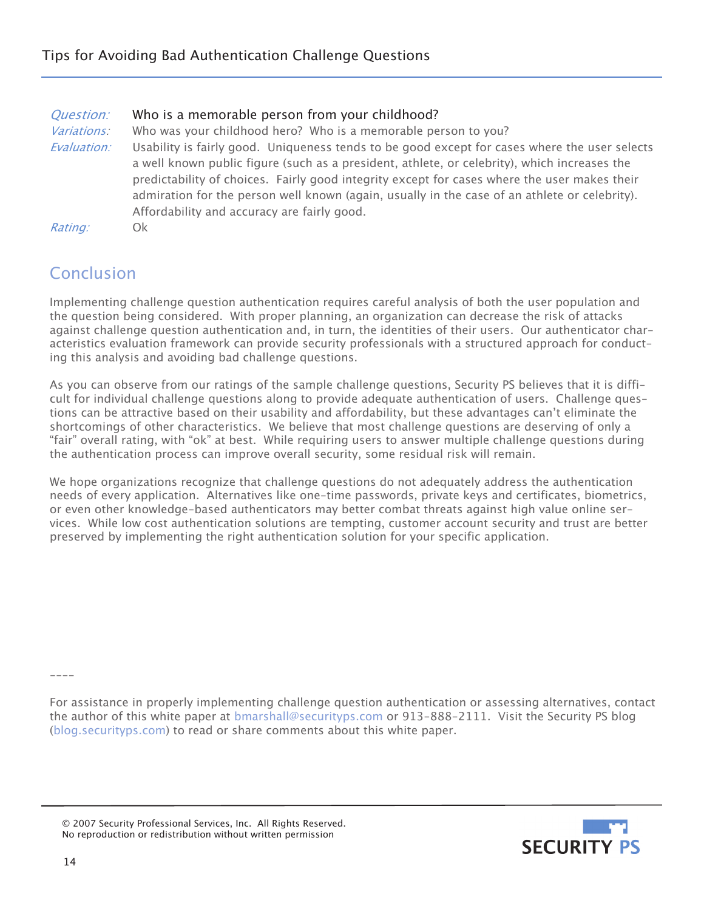*Question:* Who is a memorable person from your childhood?

*Variations:* Who was your childhood hero? Who is a memorable person to you?

*Evaluation:* Usability is fairly good. Uniqueness tends to be good except for cases where the user selects a well known public figure (such as a president, athlete, or celebrity), which increases the predictability of choices. Fairly good integrity except for cases where the user makes their admiration for the person well known (again, usually in the case of an athlete or celebrity). Affordability and accuracy are fairly good.

*Rating:* Ok

## Conclusion

Implementing challenge question authentication requires careful analysis of both the user population and the question being considered. With proper planning, an organization can decrease the risk of attacks against challenge question authentication and, in turn, the identities of their users. Our authenticator characteristics evaluation framework can provide security professionals with a structured approach for conducting this analysis and avoiding bad challenge questions.

As you can observe from our ratings of the sample challenge questions, Security PS believes that it is difficult for individual challenge questions along to provide adequate authentication of users. Challenge questions can be attractive based on their usability and affordability, but these advantages can't eliminate the shortcomings of other characteristics. We believe that most challenge questions are deserving of only a "fair" overall rating, with "ok" at best. While requiring users to answer multiple challenge questions during the authentication process can improve overall security, some residual risk will remain.

We hope organizations recognize that challenge questions do not adequately address the authentication needs of every application. Alternatives like one-time passwords, private keys and certificates, biometrics, or even other knowledge-based authenticators may better combat threats against high value online services. While low cost authentication solutions are tempting, customer account security and trust are better preserved by implementing the right authentication solution for your specific application.

----

For assistance in properly implementing challenge question authentication or assessing alternatives, contact the author of this white paper at bmarshall@securityps.com or 913-888-2111. Visit the Security PS blog (blog.securityps.com) to read or share comments about this white paper.

© 2007 Security Professional Services, Inc. All Rights Reserved.
No reproduction or redistribution without written permission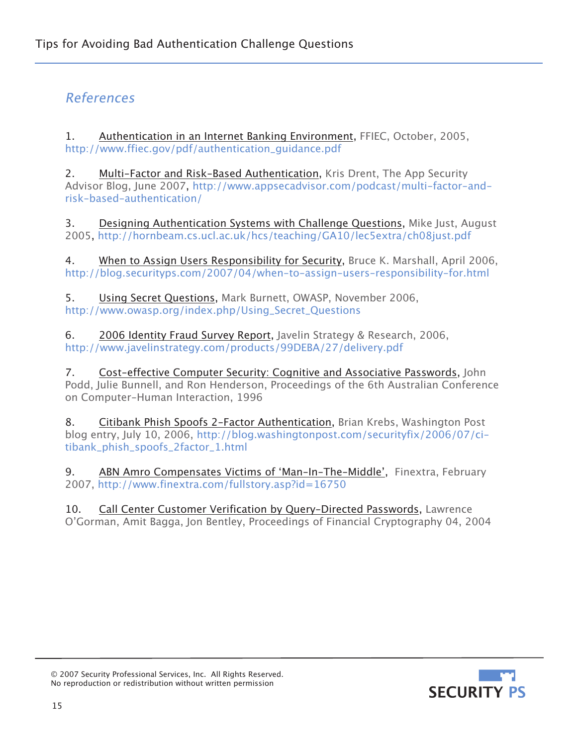## References

1. Authentication in an Internet Banking Environment, FFIEC, October, 2005, http://www.ffiec.gov/pdf/authentication_guidance.pdf

2. Multi-Factor and Risk-Based Authentication, Kris Drent, The App Security Advisor Blog, June 2007, http://www.appsecadvisor.com/podcast/multi-factor-and-risk-based-authentication/

3. Designing Authentication Systems with Challenge Questions, Mike Just, August 2005, http://hornbeam.cs.ucl.ac.uk/hcs/teaching/GA10/lec5extra/ch08just.pdf

4. When to Assign Users Responsibility for Security, Bruce K. Marshall, April 2006, http://blog.securityps.com/2007/04/when-to-assign-users-responsibility-for.html

5. Using Secret Questions, Mark Burnett, OWASP, November 2006, http://www.owasp.org/index.php/Using_Secret_Questions

6. 2006 Identity Fraud Survey Report, Javelin Strategy & Research, 2006, http://www.javelinstrategy.com/products/99DEBA/27/delivery.pdf

7. Cost-effective Computer Security: Cognitive and Associative Passwords, John Podd, Julie Bunnell, and Ron Henderson, Proceedings of the 6th Australian Conference on Computer-Human Interaction, 1996

8. Citibank Phish Spoofs 2-Factor Authentication, Brian Krebs, Washington Post blog entry, July 10, 2006, http://blog.washingtonpost.com/securityfix/2006/07/citibank_phish_spoofs_2factor_1.html

9. ABN Amro Compensates Victims of 'Man-In-The-Middle', Finextra, February 2007, http://www.finextra.com/fullstory.asp?id=16750

10. Call Center Customer Verification by Query-Directed Passwords, Lawrence O'Gorman, Amit Bagga, Jon Bentley, Proceedings of Financial Cryptography 04, 2004

© 2007 Security Professional Services, Inc. All Rights Reserved.
No reproduction or redistribution without written permission